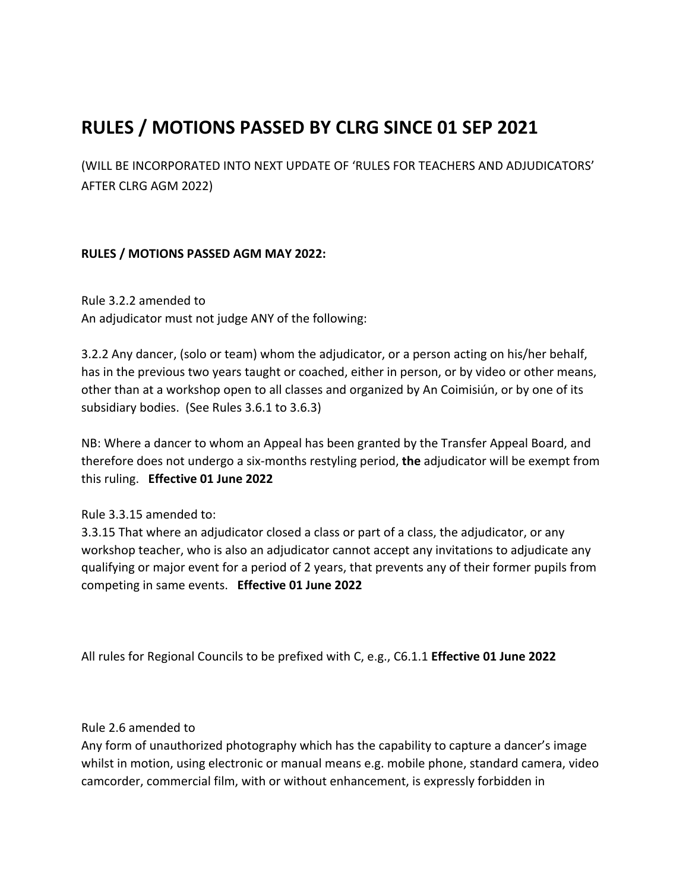# RULES / MOTIONS PASSED BY CLRG SINCE 01 SEP 2021

(WILL BE INCORPORATED INTO NEXT UPDATE OF 'RULES FOR TEACHERS AND ADJUDICATORS' AFTER CLRG AGM 2022)

**RULES / MOTIONS PASSED AGM MAY 2022:**

Rule 3.2.2 amended to
An adjudicator must not judge ANY of the following:

3.2.2 Any dancer, (solo or team) whom the adjudicator, or a person acting on his/her behalf, has in the previous two years taught or coached, either in person, or by video or other means, other than at a workshop open to all classes and organized by An Coimisiún, or by one of its subsidiary bodies. (See Rules 3.6.1 to 3.6.3)

NB: Where a dancer to whom an Appeal has been granted by the Transfer Appeal Board, and therefore does not undergo a six-months restyling period, **the** adjudicator will be exempt from this ruling. **Effective 01 June 2022**

Rule 3.3.15 amended to:
3.3.15 That where an adjudicator closed a class or part of a class, the adjudicator, or any workshop teacher, who is also an adjudicator cannot accept any invitations to adjudicate any qualifying or major event for a period of 2 years, that prevents any of their former pupils from competing in same events. **Effective 01 June 2022**

All rules for Regional Councils to be prefixed with C, e.g., C6.1.1 **Effective 01 June 2022**

Rule 2.6 amended to
Any form of unauthorized photography which has the capability to capture a dancer's image whilst in motion, using electronic or manual means e.g. mobile phone, standard camera, video camcorder, commercial film, with or without enhancement, is expressly forbidden in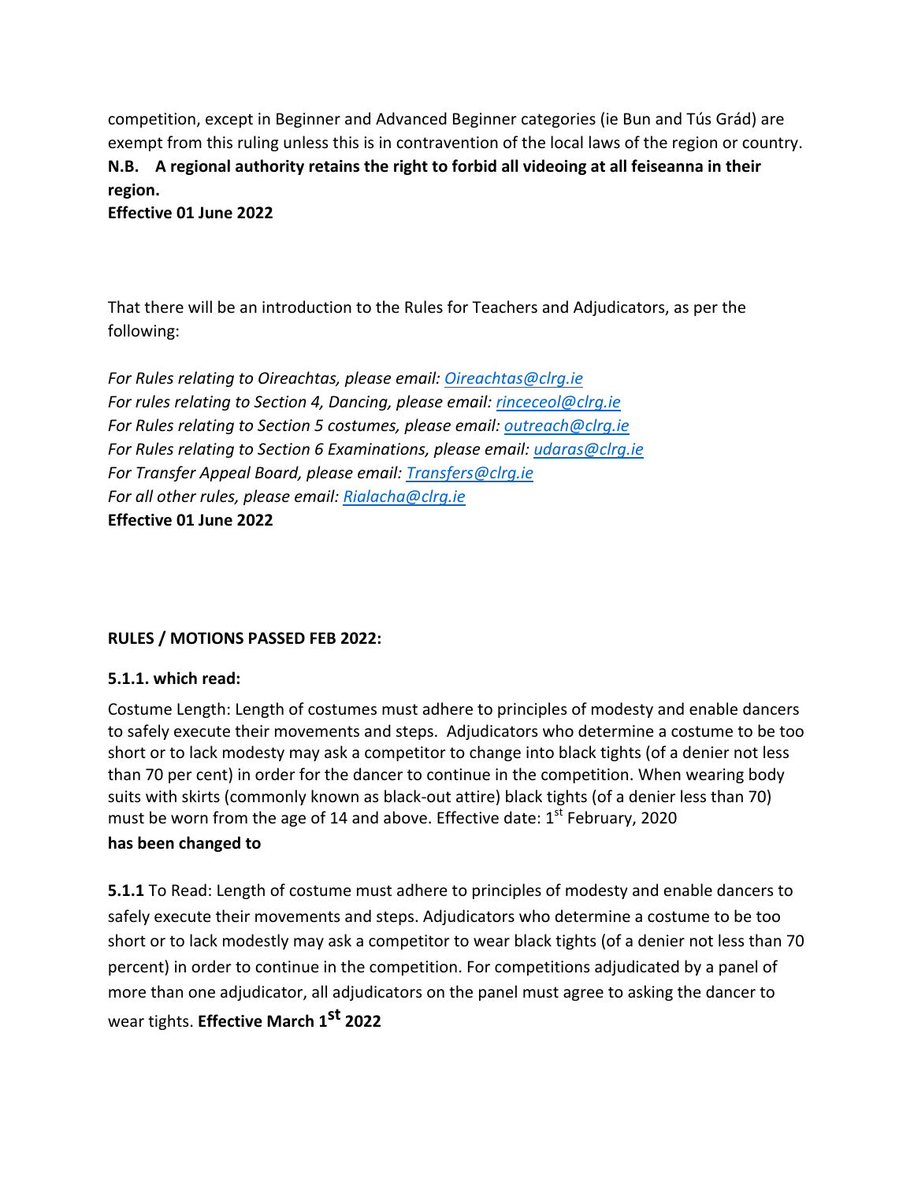competition, except in Beginner and Advanced Beginner categories (ie Bun and Tús Grád) are exempt from this ruling unless this is in contravention of the local laws of the region or country.

**N.B. A regional authority retains the right to forbid all videoing at all feiseanna in their region.**

**Effective 01 June 2022**

That there will be an introduction to the Rules for Teachers and Adjudicators, as per the following:

*For Rules relating to Oireachtas, please email: [Oireachtas@clrg.ie](mailto:Oireachtas@clrg.ie)*
*For rules relating to Section 4, Dancing, please email: [rinceceol@clrg.ie](mailto:rinceceol@clrg.ie)*
*For Rules relating to Section 5 costumes, please email: [outreach@clrg.ie](mailto:outreach@clrg.ie)*
*For Rules relating to Section 6 Examinations, please email: [udaras@clrg.ie](mailto:udaras@clrg.ie)*
*For Transfer Appeal Board, please email: [Transfers@clrg.ie](mailto:Transfers@clrg.ie)*
*For all other rules, please email: [Rialacha@clrg.ie](mailto:Rialacha@clrg.ie)*
**Effective 01 June 2022**

**RULES / MOTIONS PASSED FEB 2022:**

**5.1.1. which read:**

Costume Length: Length of costumes must adhere to principles of modesty and enable dancers to safely execute their movements and steps. Adjudicators who determine a costume to be too short or to lack modesty may ask a competitor to change into black tights (of a denier not less than 70 per cent) in order for the dancer to continue in the competition. When wearing body suits with skirts (commonly known as black-out attire) black tights (of a denier less than 70) must be worn from the age of 14 and above. Effective date: 1st February, 2020

**has been changed to**

**5.1.1** To Read: Length of costume must adhere to principles of modesty and enable dancers to safely execute their movements and steps. Adjudicators who determine a costume to be too short or to lack modestly may ask a competitor to wear black tights (of a denier not less than 70 percent) in order to continue in the competition. For competitions adjudicated by a panel of more than one adjudicator, all adjudicators on the panel must agree to asking the dancer to wear tights. **Effective March 1st 2022**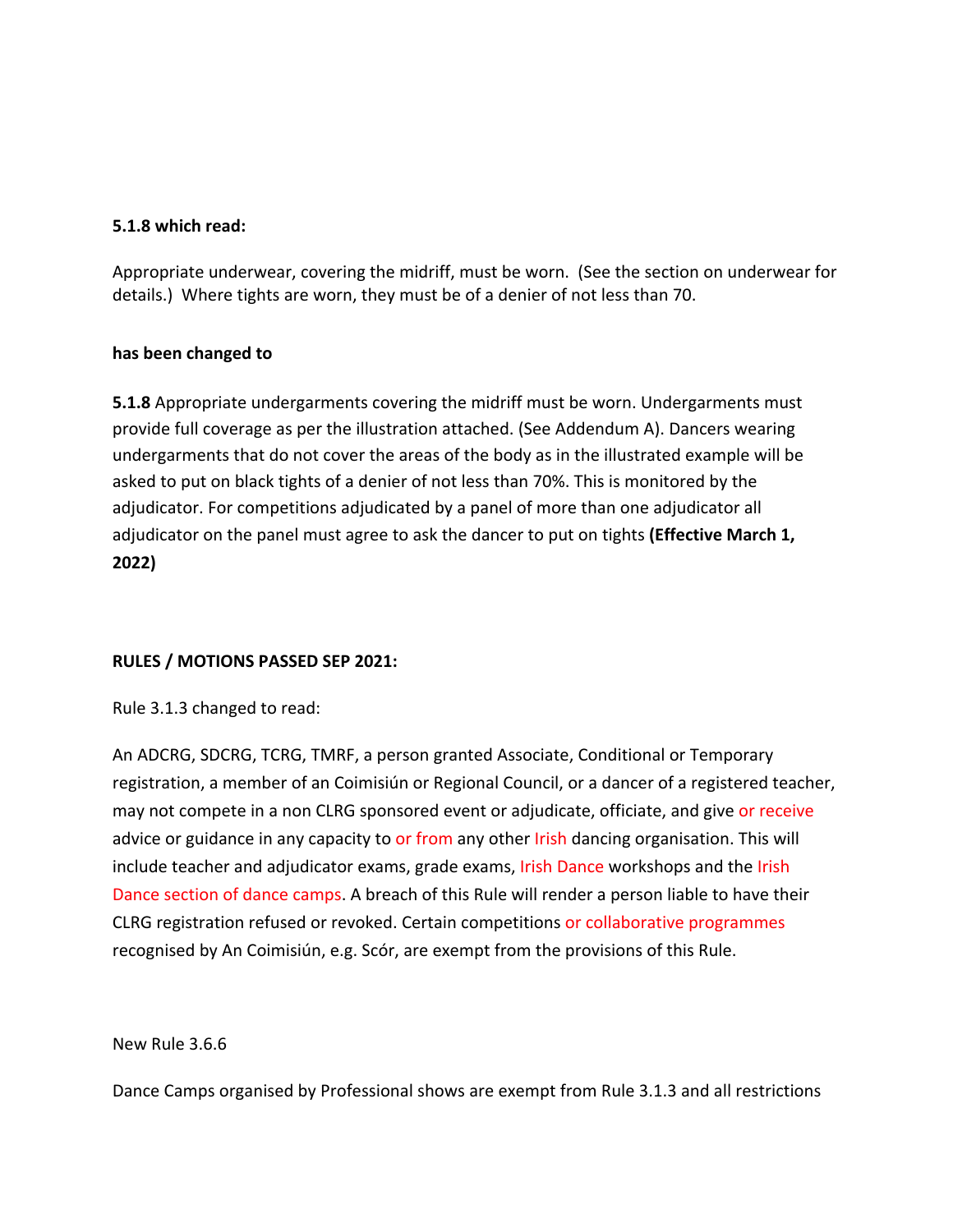**5.1.8 which read:**

Appropriate underwear, covering the midriff, must be worn. (See the section on underwear for details.) Where tights are worn, they must be of a denier of not less than 70.

**has been changed to**

**5.1.8** Appropriate undergarments covering the midriff must be worn. Undergarments must provide full coverage as per the illustration attached. (See Addendum A). Dancers wearing undergarments that do not cover the areas of the body as in the illustrated example will be asked to put on black tights of a denier of not less than 70%. This is monitored by the adjudicator. For competitions adjudicated by a panel of more than one adjudicator all adjudicator on the panel must agree to ask the dancer to put on tights **(Effective March 1, 2022)**

**RULES / MOTIONS PASSED SEP 2021:**

Rule 3.1.3 changed to read:

An ADCRG, SDCRG, TCRG, TMRF, a person granted Associate, Conditional or Temporary registration, a member of an Coimisiún or Regional Council, or a dancer of a registered teacher, may not compete in a non CLRG sponsored event or adjudicate, officiate, and give or receive advice or guidance in any capacity to or from any other Irish dancing organisation. This will include teacher and adjudicator exams, grade exams, Irish Dance workshops and the Irish Dance section of dance camps. A breach of this Rule will render a person liable to have their CLRG registration refused or revoked. Certain competitions or collaborative programmes recognised by An Coimisiún, e.g. Scór, are exempt from the provisions of this Rule.

New Rule 3.6.6

Dance Camps organised by Professional shows are exempt from Rule 3.1.3 and all restrictions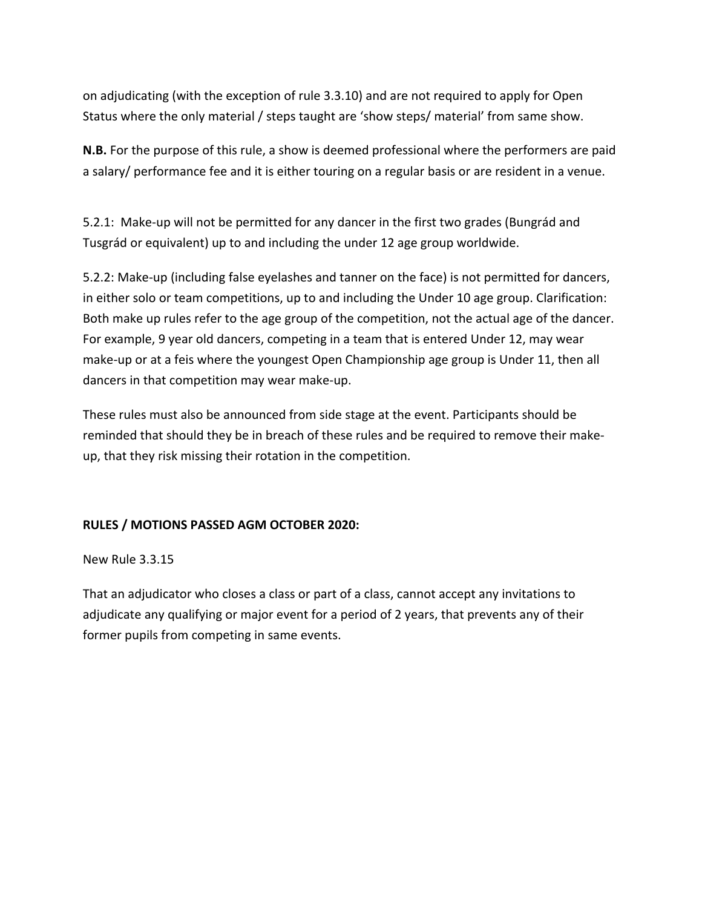on adjudicating (with the exception of rule 3.3.10) and are not required to apply for Open Status where the only material / steps taught are 'show steps/ material' from same show.

**N.B.** For the purpose of this rule, a show is deemed professional where the performers are paid a salary/ performance fee and it is either touring on a regular basis or are resident in a venue.

5.2.1: Make-up will not be permitted for any dancer in the first two grades (Bungrád and Tusgrád or equivalent) up to and including the under 12 age group worldwide.

5.2.2: Make-up (including false eyelashes and tanner on the face) is not permitted for dancers, in either solo or team competitions, up to and including the Under 10 age group. Clarification: Both make up rules refer to the age group of the competition, not the actual age of the dancer. For example, 9 year old dancers, competing in a team that is entered Under 12, may wear make-up or at a feis where the youngest Open Championship age group is Under 11, then all dancers in that competition may wear make-up.

These rules must also be announced from side stage at the event. Participants should be reminded that should they be in breach of these rules and be required to remove their make-up, that they risk missing their rotation in the competition.

**RULES / MOTIONS PASSED AGM OCTOBER 2020:**

New Rule 3.3.15

That an adjudicator who closes a class or part of a class, cannot accept any invitations to adjudicate any qualifying or major event for a period of 2 years, that prevents any of their former pupils from competing in same events.